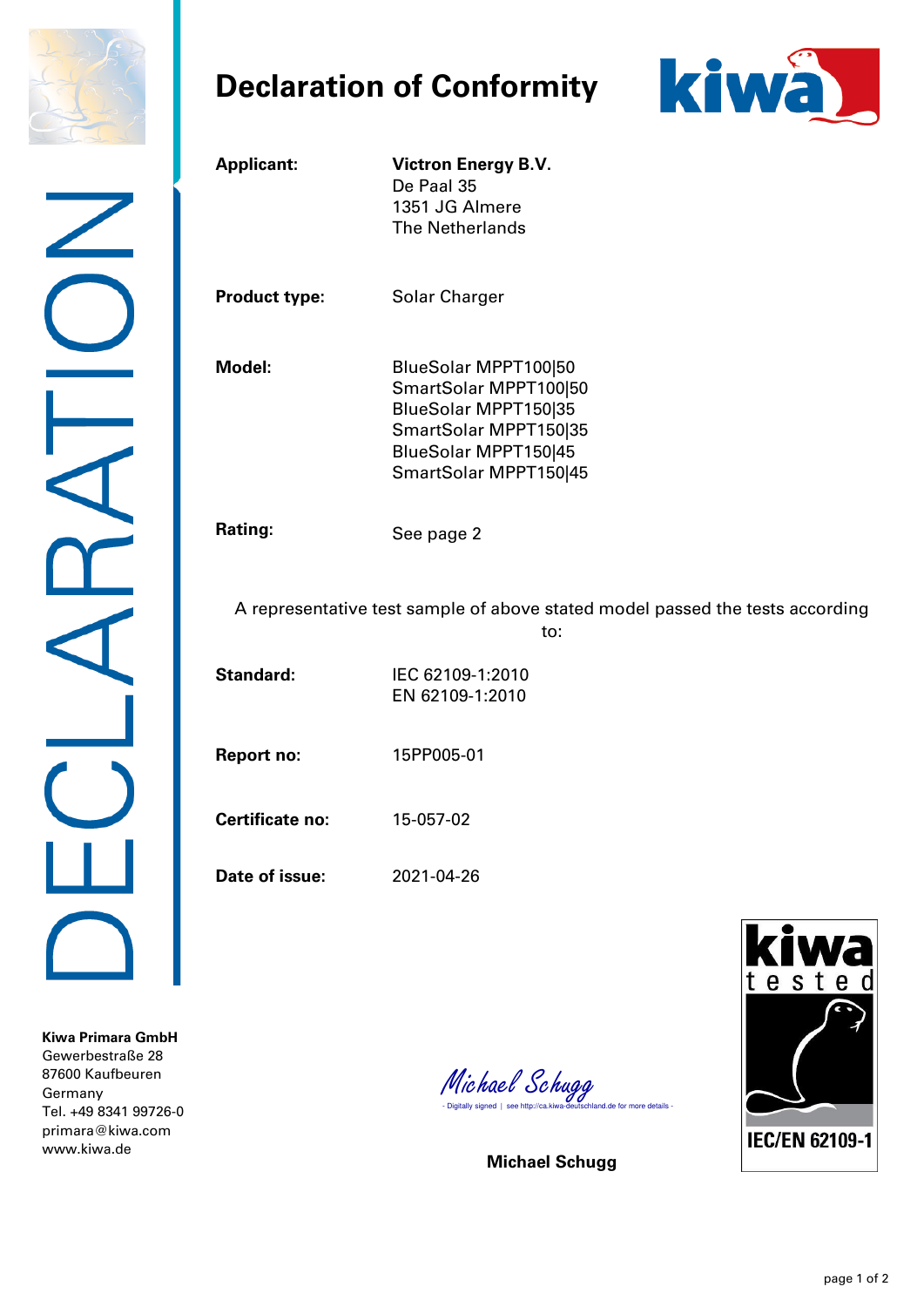# Declaration of Conformity

| | |
|---|---|
| **Applicant:** | **Victron Energy B.V.**<br>De Paal 35<br>1351 JG Almere<br>The Netherlands |
| **Product type:** | Solar Charger |
| **Model:** | BlueSolar MPPT100\|50<br>SmartSolar MPPT100\|50<br>BlueSolar MPPT150\|35<br>SmartSolar MPPT150\|35<br>BlueSolar MPPT150\|45<br>SmartSolar MPPT150\|45 |
| **Rating:** | See page 2 |

A representative test sample of above stated model passed the tests according to:

| | |
|---|---|
| **Standard:** | IEC 62109-1:2010<br>EN 62109-1:2010 |
| **Report no:** | 15PP005-01 |
| **Certificate no:** | 15-057-02 |
| **Date of issue:** | 2021-04-26 |

DECLARATION

Michael Schugg
- Digitally signed | see http://ca.kiwa-deutschland.de for more details -

**Michael Schugg**

kiwa tested IEC/EN 62109-1

**Kiwa Primara GmbH**
Gewerbestraße 28
87600 Kaufbeuren
Germany
Tel. +49 8341 99726-0
primara@kiwa.com
www.kiwa.de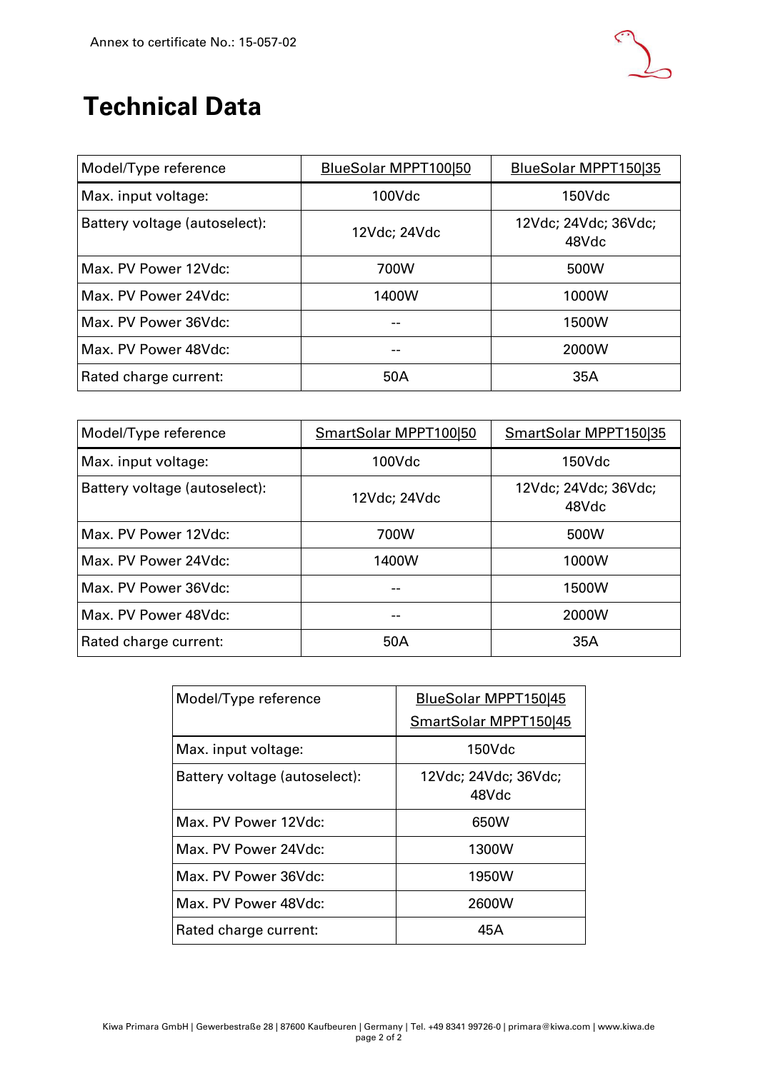Annex to certificate No.: 15-057-02

# Technical Data

| Model/Type reference | BlueSolar MPPT100\|50 | BlueSolar MPPT150\|35 |
|---|---|---|
| Max. input voltage: | 100Vdc | 150Vdc |
| Battery voltage (autoselect): | 12Vdc; 24Vdc | 12Vdc; 24Vdc; 36Vdc; 48Vdc |
| Max. PV Power 12Vdc: | 700W | 500W |
| Max. PV Power 24Vdc: | 1400W | 1000W |
| Max. PV Power 36Vdc: | -- | 1500W |
| Max. PV Power 48Vdc: | -- | 2000W |
| Rated charge current: | 50A | 35A |

| Model/Type reference | SmartSolar MPPT100\|50 | SmartSolar MPPT150\|35 |
|---|---|---|
| Max. input voltage: | 100Vdc | 150Vdc |
| Battery voltage (autoselect): | 12Vdc; 24Vdc | 12Vdc; 24Vdc; 36Vdc; 48Vdc |
| Max. PV Power 12Vdc: | 700W | 500W |
| Max. PV Power 24Vdc: | 1400W | 1000W |
| Max. PV Power 36Vdc: | -- | 1500W |
| Max. PV Power 48Vdc: | -- | 2000W |
| Rated charge current: | 50A | 35A |

| Model/Type reference | BlueSolar MPPT150\|45<br>SmartSolar MPPT150\|45 |
|---|---|
| Max. input voltage: | 150Vdc |
| Battery voltage (autoselect): | 12Vdc; 24Vdc; 36Vdc; 48Vdc |
| Max. PV Power 12Vdc: | 650W |
| Max. PV Power 24Vdc: | 1300W |
| Max. PV Power 36Vdc: | 1950W |
| Max. PV Power 48Vdc: | 2600W |
| Rated charge current: | 45A |

Kiwa Primara GmbH | Gewerbestraße 28 | 87600 Kaufbeuren | Germany | Tel. +49 8341 99726-0 | primara@kiwa.com | www.kiwa.de